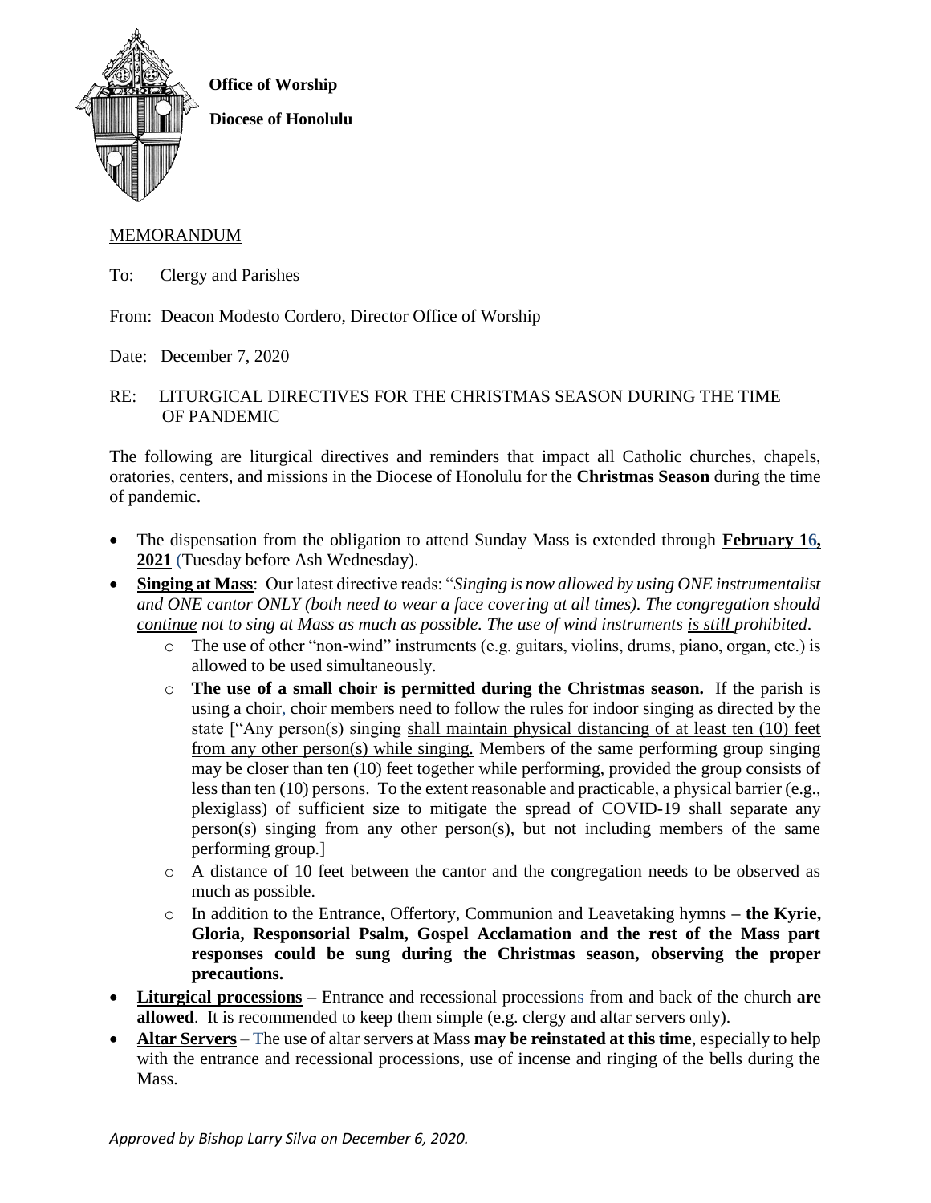**Office of Worship**

**Diocese of Honolulu**

MEMORANDUM

To: Clergy and Parishes

From: Deacon Modesto Cordero, Director Office of Worship

Date: December 7, 2020

RE: LITURGICAL DIRECTIVES FOR THE CHRISTMAS SEASON DURING THE TIME OF PANDEMIC

The following are liturgical directives and reminders that impact all Catholic churches, chapels, oratories, centers, and missions in the Diocese of Honolulu for the **Christmas Season** during the time of pandemic.

- The dispensation from the obligation to attend Sunday Mass is extended through **February 16, 2021** (Tuesday before Ash Wednesday).
- **Singing at Mass**: Our latest directive reads: "*Singing is now allowed by using ONE instrumentalist and ONE cantor ONLY (both need to wear a face covering at all times). The congregation should continue not to sing at Mass as much as possible. The use of wind instruments is still prohibited*.
  - The use of other "non-wind" instruments (e.g. guitars, violins, drums, piano, organ, etc.) is allowed to be used simultaneously.
  - **The use of a small choir is permitted during the Christmas season.** If the parish is using a choir, choir members need to follow the rules for indoor singing as directed by the state ["Any person(s) singing shall maintain physical distancing of at least ten (10) feet from any other person(s) while singing. Members of the same performing group singing may be closer than ten (10) feet together while performing, provided the group consists of less than ten (10) persons. To the extent reasonable and practicable, a physical barrier (e.g., plexiglass) of sufficient size to mitigate the spread of COVID-19 shall separate any person(s) singing from any other person(s), but not including members of the same performing group.]
  - A distance of 10 feet between the cantor and the congregation needs to be observed as much as possible.
  - In addition to the Entrance, Offertory, Communion and Leavetaking hymns **– the Kyrie, Gloria, Responsorial Psalm, Gospel Acclamation and the rest of the Mass part responses could be sung during the Christmas season, observing the proper precautions.**
- **Liturgical processions –** Entrance and recessional processions from and back of the church **are allowed**. It is recommended to keep them simple (e.g. clergy and altar servers only).
- **Altar Servers** – The use of altar servers at Mass **may be reinstated at this time**, especially to help with the entrance and recessional processions, use of incense and ringing of the bells during the Mass.

*Approved by Bishop Larry Silva on December 6, 2020.*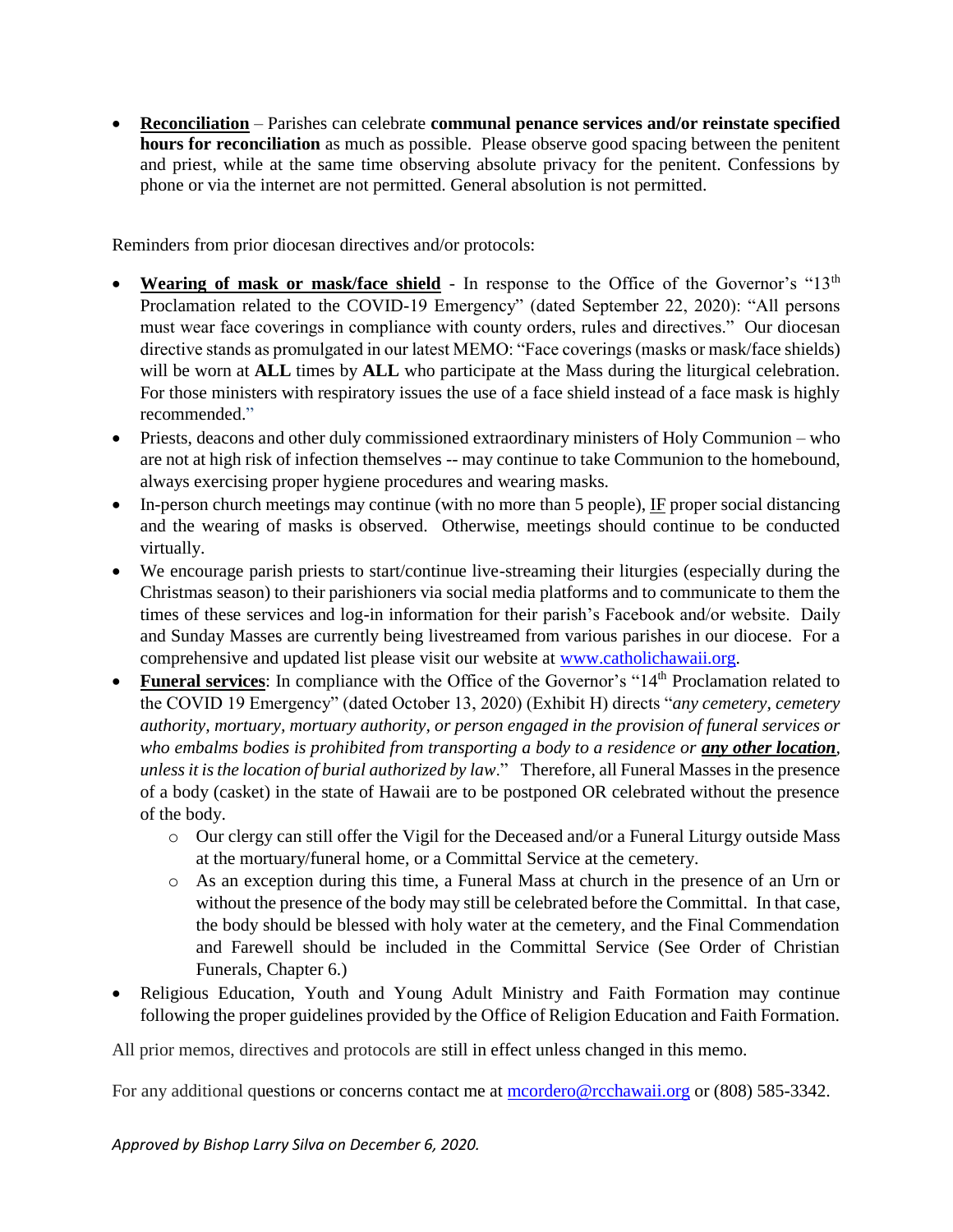- **Reconciliation** – Parishes can celebrate **communal penance services and/or reinstate specified hours for reconciliation** as much as possible. Please observe good spacing between the penitent and priest, while at the same time observing absolute privacy for the penitent. Confessions by phone or via the internet are not permitted. General absolution is not permitted.

Reminders from prior diocesan directives and/or protocols:

- **Wearing of mask or mask/face shield** - In response to the Office of the Governor's "13th Proclamation related to the COVID-19 Emergency" (dated September 22, 2020): "All persons must wear face coverings in compliance with county orders, rules and directives." Our diocesan directive stands as promulgated in our latest MEMO: "Face coverings (masks or mask/face shields) will be worn at **ALL** times by **ALL** who participate at the Mass during the liturgical celebration. For those ministers with respiratory issues the use of a face shield instead of a face mask is highly recommended."
- Priests, deacons and other duly commissioned extraordinary ministers of Holy Communion – who are not at high risk of infection themselves -- may continue to take Communion to the homebound, always exercising proper hygiene procedures and wearing masks.
- In-person church meetings may continue (with no more than 5 people), IF proper social distancing and the wearing of masks is observed. Otherwise, meetings should continue to be conducted virtually.
- We encourage parish priests to start/continue live-streaming their liturgies (especially during the Christmas season) to their parishioners via social media platforms and to communicate to them the times of these services and log-in information for their parish's Facebook and/or website. Daily and Sunday Masses are currently being livestreamed from various parishes in our diocese. For a comprehensive and updated list please visit our website at www.catholichawaii.org.
- **Funeral services**: In compliance with the Office of the Governor's "14th Proclamation related to the COVID 19 Emergency" (dated October 13, 2020) (Exhibit H) directs "*any cemetery, cemetery authority, mortuary, mortuary authority, or person engaged in the provision of funeral services or who embalms bodies is prohibited from transporting a body to a residence or **any other location**, unless it is the location of burial authorized by law*." Therefore, all Funeral Masses in the presence of a body (casket) in the state of Hawaii are to be postponed OR celebrated without the presence of the body.
  - Our clergy can still offer the Vigil for the Deceased and/or a Funeral Liturgy outside Mass at the mortuary/funeral home, or a Committal Service at the cemetery.
  - As an exception during this time, a Funeral Mass at church in the presence of an Urn or without the presence of the body may still be celebrated before the Committal. In that case, the body should be blessed with holy water at the cemetery, and the Final Commendation and Farewell should be included in the Committal Service (See Order of Christian Funerals, Chapter 6.)
- Religious Education, Youth and Young Adult Ministry and Faith Formation may continue following the proper guidelines provided by the Office of Religion Education and Faith Formation.

All prior memos, directives and protocols are still in effect unless changed in this memo.

For any additional questions or concerns contact me at mcordero@rcchawaii.org or (808) 585-3342.

*Approved by Bishop Larry Silva on December 6, 2020.*